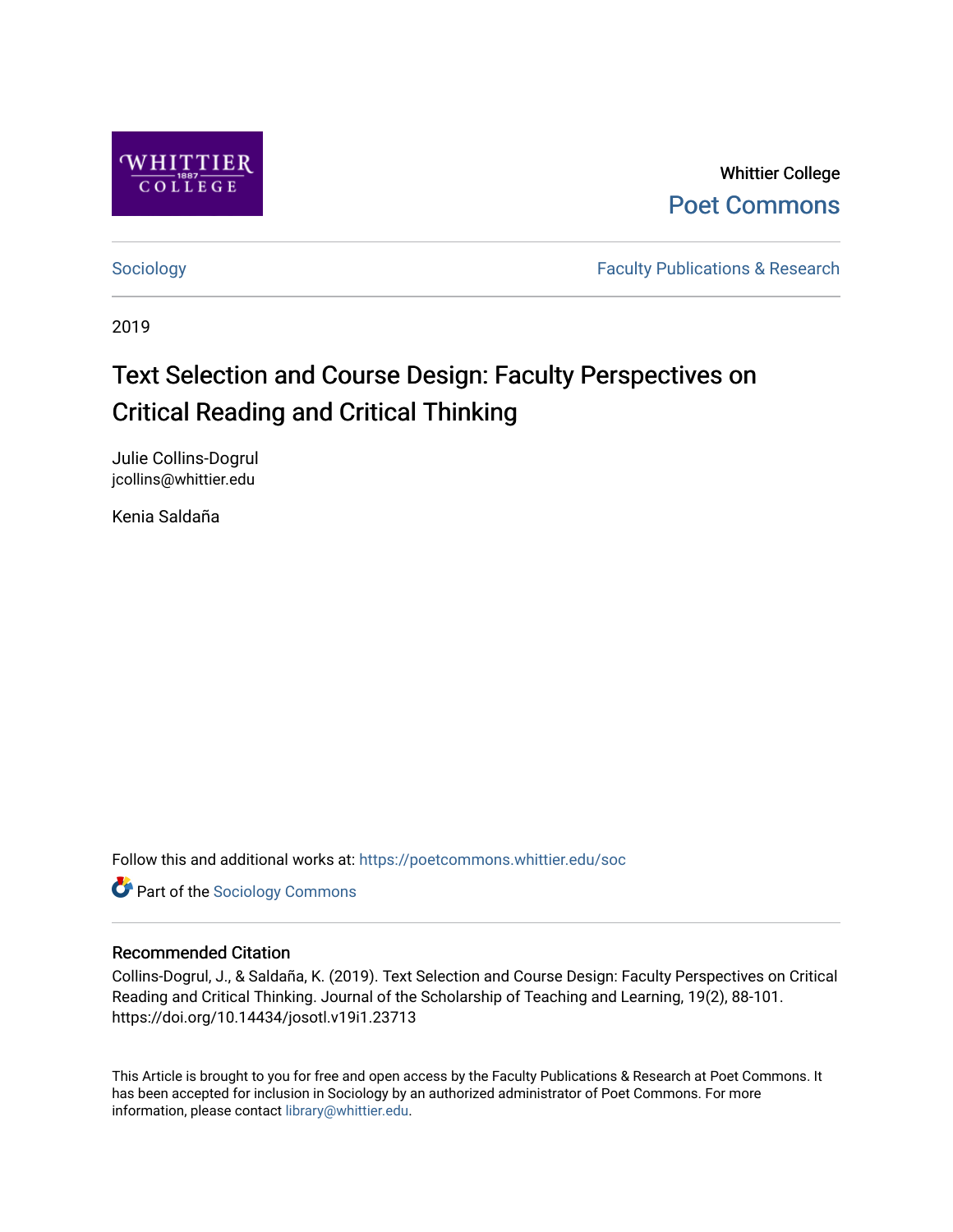Whittier College

Poet Commons

Sociology

Faculty Publications & Research

2019

# Text Selection and Course Design: Faculty Perspectives on Critical Reading and Critical Thinking

Julie Collins-Dogrul
jcollins@whittier.edu

Kenia Saldaña

Follow this and additional works at: https://poetcommons.whittier.edu/soc

Part of the Sociology Commons

## Recommended Citation

Collins-Dogrul, J., & Saldaña, K. (2019). Text Selection and Course Design: Faculty Perspectives on Critical Reading and Critical Thinking. Journal of the Scholarship of Teaching and Learning, 19(2), 88-101. https://doi.org/10.14434/josotl.v19i1.23713

This Article is brought to you for free and open access by the Faculty Publications & Research at Poet Commons. It has been accepted for inclusion in Sociology by an authorized administrator of Poet Commons. For more information, please contact library@whittier.edu.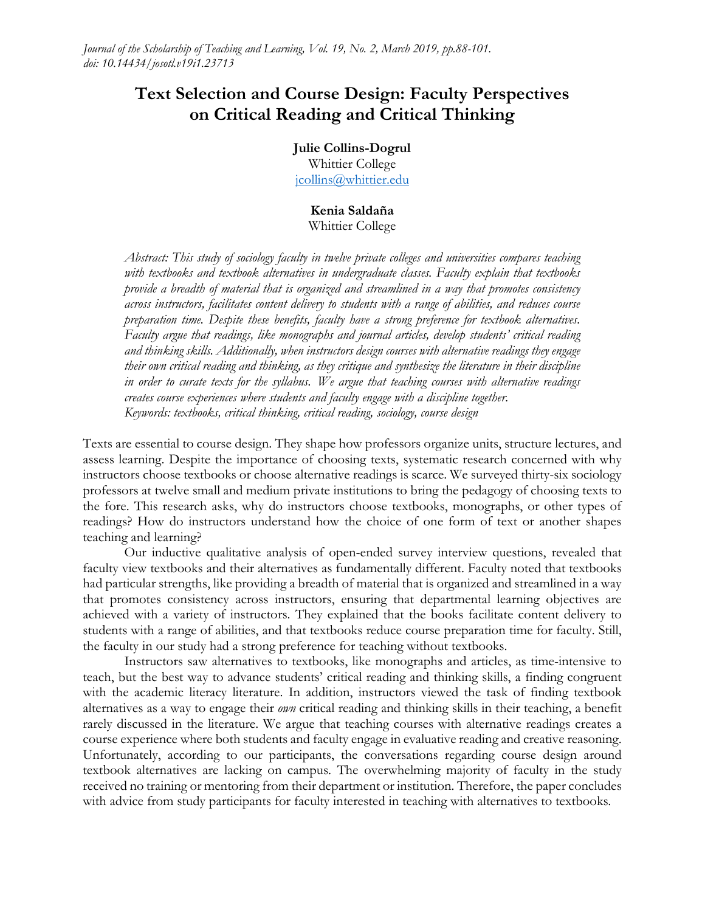# Text Selection and Course Design: Faculty Perspectives on Critical Reading and Critical Thinking

**Julie Collins-Dogrul**
Whittier College
jcollins@whittier.edu

**Kenia Saldaña**
Whittier College

*Abstract: This study of sociology faculty in twelve private colleges and universities compares teaching with textbooks and textbook alternatives in undergraduate classes. Faculty explain that textbooks provide a breadth of material that is organized and streamlined in a way that promotes consistency across instructors, facilitates content delivery to students with a range of abilities, and reduces course preparation time. Despite these benefits, faculty have a strong preference for textbook alternatives. Faculty argue that readings, like monographs and journal articles, develop students' critical reading and thinking skills. Additionally, when instructors design courses with alternative readings they engage their own critical reading and thinking, as they critique and synthesize the literature in their discipline in order to curate texts for the syllabus. We argue that teaching courses with alternative readings creates course experiences where students and faculty engage with a discipline together.*
*Keywords: textbooks, critical thinking, critical reading, sociology, course design*

Texts are essential to course design. They shape how professors organize units, structure lectures, and assess learning. Despite the importance of choosing texts, systematic research concerned with why instructors choose textbooks or choose alternative readings is scarce. We surveyed thirty-six sociology professors at twelve small and medium private institutions to bring the pedagogy of choosing texts to the fore. This research asks, why do instructors choose textbooks, monographs, or other types of readings? How do instructors understand how the choice of one form of text or another shapes teaching and learning?

Our inductive qualitative analysis of open-ended survey interview questions, revealed that faculty view textbooks and their alternatives as fundamentally different. Faculty noted that textbooks had particular strengths, like providing a breadth of material that is organized and streamlined in a way that promotes consistency across instructors, ensuring that departmental learning objectives are achieved with a variety of instructors. They explained that the books facilitate content delivery to students with a range of abilities, and that textbooks reduce course preparation time for faculty. Still, the faculty in our study had a strong preference for teaching without textbooks.

Instructors saw alternatives to textbooks, like monographs and articles, as time-intensive to teach, but the best way to advance students' critical reading and thinking skills, a finding congruent with the academic literacy literature. In addition, instructors viewed the task of finding textbook alternatives as a way to engage their *own* critical reading and thinking skills in their teaching, a benefit rarely discussed in the literature. We argue that teaching courses with alternative readings creates a course experience where both students and faculty engage in evaluative reading and creative reasoning. Unfortunately, according to our participants, the conversations regarding course design around textbook alternatives are lacking on campus. The overwhelming majority of faculty in the study received no training or mentoring from their department or institution. Therefore, the paper concludes with advice from study participants for faculty interested in teaching with alternatives to textbooks.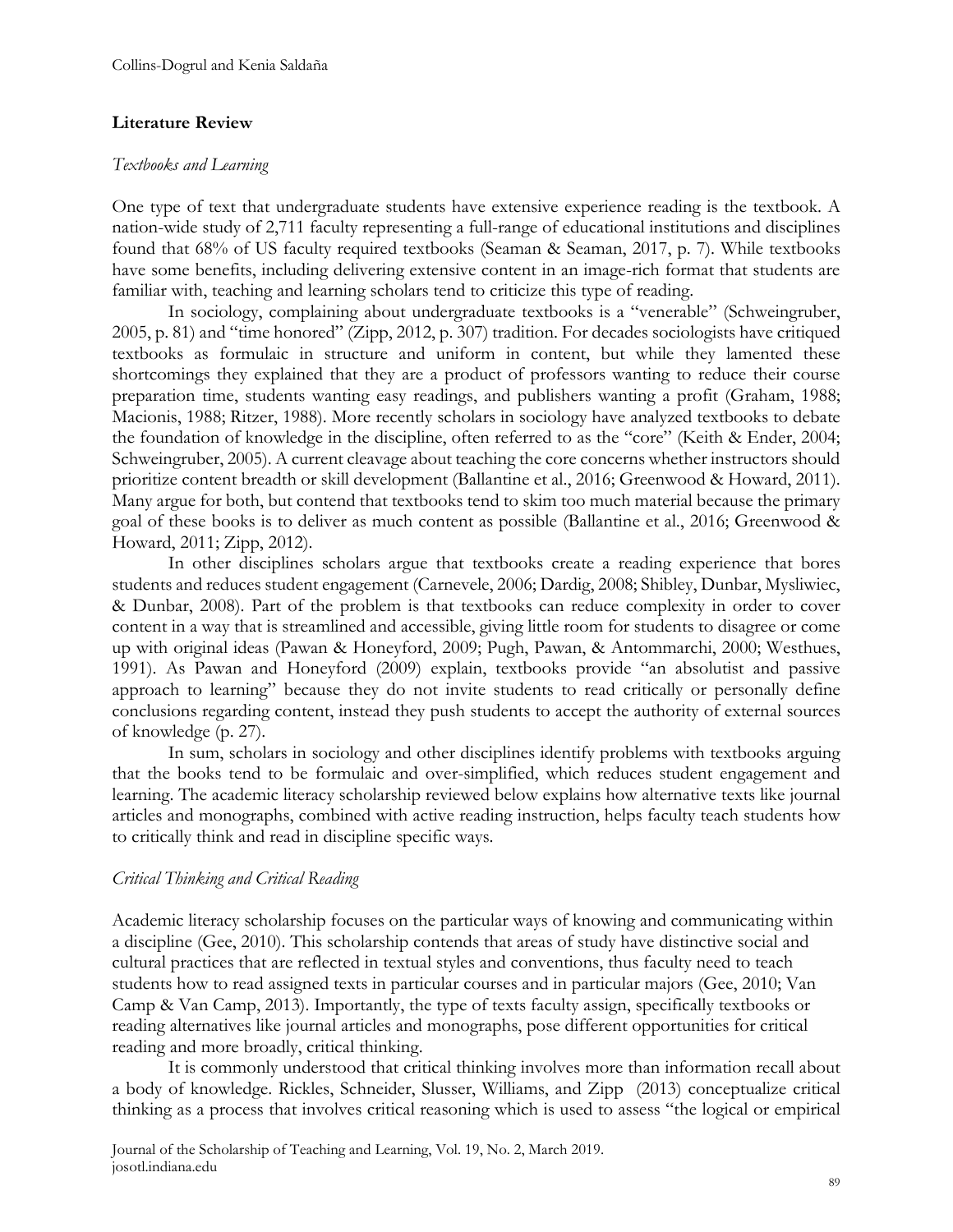## Literature Review

### *Textbooks and Learning*

One type of text that undergraduate students have extensive experience reading is the textbook. A nation-wide study of 2,711 faculty representing a full-range of educational institutions and disciplines found that 68% of US faculty required textbooks (Seaman & Seaman, 2017, p. 7). While textbooks have some benefits, including delivering extensive content in an image-rich format that students are familiar with, teaching and learning scholars tend to criticize this type of reading.

In sociology, complaining about undergraduate textbooks is a "venerable" (Schweingruber, 2005, p. 81) and "time honored" (Zipp, 2012, p. 307) tradition. For decades sociologists have critiqued textbooks as formulaic in structure and uniform in content, but while they lamented these shortcomings they explained that they are a product of professors wanting to reduce their course preparation time, students wanting easy readings, and publishers wanting a profit (Graham, 1988; Macionis, 1988; Ritzer, 1988). More recently scholars in sociology have analyzed textbooks to debate the foundation of knowledge in the discipline, often referred to as the "core" (Keith & Ender, 2004; Schweingruber, 2005). A current cleavage about teaching the core concerns whether instructors should prioritize content breadth or skill development (Ballantine et al., 2016; Greenwood & Howard, 2011). Many argue for both, but contend that textbooks tend to skim too much material because the primary goal of these books is to deliver as much content as possible (Ballantine et al., 2016; Greenwood & Howard, 2011; Zipp, 2012).

In other disciplines scholars argue that textbooks create a reading experience that bores students and reduces student engagement (Carnevele, 2006; Dardig, 2008; Shibley, Dunbar, Mysliwiec, & Dunbar, 2008). Part of the problem is that textbooks can reduce complexity in order to cover content in a way that is streamlined and accessible, giving little room for students to disagree or come up with original ideas (Pawan & Honeyford, 2009; Pugh, Pawan, & Antommarchi, 2000; Westhues, 1991). As Pawan and Honeyford (2009) explain, textbooks provide "an absolutist and passive approach to learning" because they do not invite students to read critically or personally define conclusions regarding content, instead they push students to accept the authority of external sources of knowledge (p. 27).

In sum, scholars in sociology and other disciplines identify problems with textbooks arguing that the books tend to be formulaic and over-simplified, which reduces student engagement and learning. The academic literacy scholarship reviewed below explains how alternative texts like journal articles and monographs, combined with active reading instruction, helps faculty teach students how to critically think and read in discipline specific ways.

### *Critical Thinking and Critical Reading*

Academic literacy scholarship focuses on the particular ways of knowing and communicating within a discipline (Gee, 2010). This scholarship contends that areas of study have distinctive social and cultural practices that are reflected in textual styles and conventions, thus faculty need to teach students how to read assigned texts in particular courses and in particular majors (Gee, 2010; Van Camp & Van Camp, 2013). Importantly, the type of texts faculty assign, specifically textbooks or reading alternatives like journal articles and monographs, pose different opportunities for critical reading and more broadly, critical thinking.

It is commonly understood that critical thinking involves more than information recall about a body of knowledge. Rickles, Schneider, Slusser, Williams, and Zipp (2013) conceptualize critical thinking as a process that involves critical reasoning which is used to assess "the logical or empirical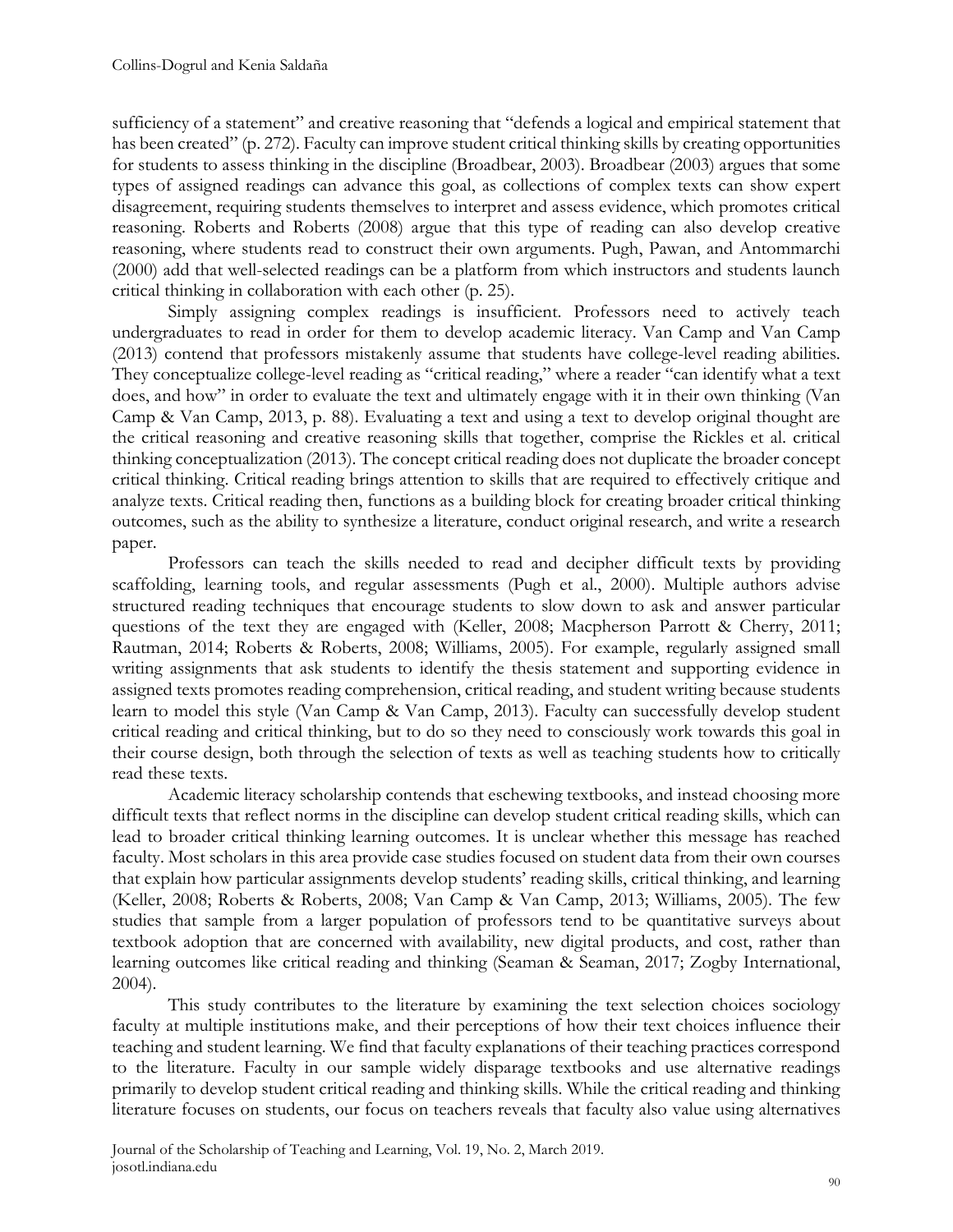sufficiency of a statement" and creative reasoning that "defends a logical and empirical statement that has been created" (p. 272). Faculty can improve student critical thinking skills by creating opportunities for students to assess thinking in the discipline (Broadbear, 2003). Broadbear (2003) argues that some types of assigned readings can advance this goal, as collections of complex texts can show expert disagreement, requiring students themselves to interpret and assess evidence, which promotes critical reasoning. Roberts and Roberts (2008) argue that this type of reading can also develop creative reasoning, where students read to construct their own arguments. Pugh, Pawan, and Antommarchi (2000) add that well-selected readings can be a platform from which instructors and students launch critical thinking in collaboration with each other (p. 25).

Simply assigning complex readings is insufficient. Professors need to actively teach undergraduates to read in order for them to develop academic literacy. Van Camp and Van Camp (2013) contend that professors mistakenly assume that students have college-level reading abilities. They conceptualize college-level reading as "critical reading," where a reader "can identify what a text does, and how" in order to evaluate the text and ultimately engage with it in their own thinking (Van Camp & Van Camp, 2013, p. 88). Evaluating a text and using a text to develop original thought are the critical reasoning and creative reasoning skills that together, comprise the Rickles et al. critical thinking conceptualization (2013). The concept critical reading does not duplicate the broader concept critical thinking. Critical reading brings attention to skills that are required to effectively critique and analyze texts. Critical reading then, functions as a building block for creating broader critical thinking outcomes, such as the ability to synthesize a literature, conduct original research, and write a research paper.

Professors can teach the skills needed to read and decipher difficult texts by providing scaffolding, learning tools, and regular assessments (Pugh et al., 2000). Multiple authors advise structured reading techniques that encourage students to slow down to ask and answer particular questions of the text they are engaged with (Keller, 2008; Macpherson Parrott & Cherry, 2011; Rautman, 2014; Roberts & Roberts, 2008; Williams, 2005). For example, regularly assigned small writing assignments that ask students to identify the thesis statement and supporting evidence in assigned texts promotes reading comprehension, critical reading, and student writing because students learn to model this style (Van Camp & Van Camp, 2013). Faculty can successfully develop student critical reading and critical thinking, but to do so they need to consciously work towards this goal in their course design, both through the selection of texts as well as teaching students how to critically read these texts.

Academic literacy scholarship contends that eschewing textbooks, and instead choosing more difficult texts that reflect norms in the discipline can develop student critical reading skills, which can lead to broader critical thinking learning outcomes. It is unclear whether this message has reached faculty. Most scholars in this area provide case studies focused on student data from their own courses that explain how particular assignments develop students' reading skills, critical thinking, and learning (Keller, 2008; Roberts & Roberts, 2008; Van Camp & Van Camp, 2013; Williams, 2005). The few studies that sample from a larger population of professors tend to be quantitative surveys about textbook adoption that are concerned with availability, new digital products, and cost, rather than learning outcomes like critical reading and thinking (Seaman & Seaman, 2017; Zogby International, 2004).

This study contributes to the literature by examining the text selection choices sociology faculty at multiple institutions make, and their perceptions of how their text choices influence their teaching and student learning. We find that faculty explanations of their teaching practices correspond to the literature. Faculty in our sample widely disparage textbooks and use alternative readings primarily to develop student critical reading and thinking skills. While the critical reading and thinking literature focuses on students, our focus on teachers reveals that faculty also value using alternatives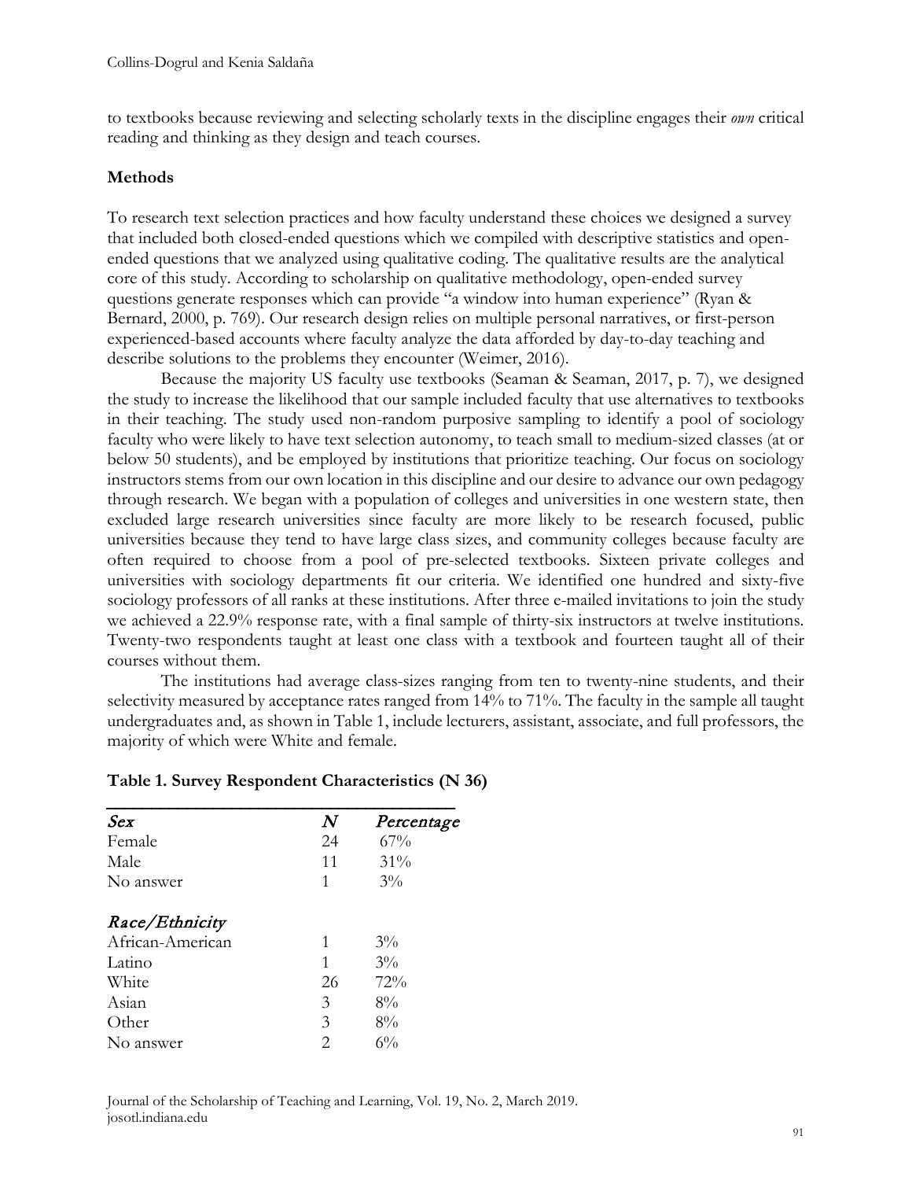to textbooks because reviewing and selecting scholarly texts in the discipline engages their *own* critical reading and thinking as they design and teach courses.

## Methods

To research text selection practices and how faculty understand these choices we designed a survey that included both closed-ended questions which we compiled with descriptive statistics and open-ended questions that we analyzed using qualitative coding. The qualitative results are the analytical core of this study. According to scholarship on qualitative methodology, open-ended survey questions generate responses which can provide "a window into human experience" (Ryan & Bernard, 2000, p. 769). Our research design relies on multiple personal narratives, or first-person experienced-based accounts where faculty analyze the data afforded by day-to-day teaching and describe solutions to the problems they encounter (Weimer, 2016).

Because the majority US faculty use textbooks (Seaman & Seaman, 2017, p. 7), we designed the study to increase the likelihood that our sample included faculty that use alternatives to textbooks in their teaching. The study used non-random purposive sampling to identify a pool of sociology faculty who were likely to have text selection autonomy, to teach small to medium-sized classes (at or below 50 students), and be employed by institutions that prioritize teaching. Our focus on sociology instructors stems from our own location in this discipline and our desire to advance our own pedagogy through research. We began with a population of colleges and universities in one western state, then excluded large research universities since faculty are more likely to be research focused, public universities because they tend to have large class sizes, and community colleges because faculty are often required to choose from a pool of pre-selected textbooks. Sixteen private colleges and universities with sociology departments fit our criteria. We identified one hundred and sixty-five sociology professors of all ranks at these institutions. After three e-mailed invitations to join the study we achieved a 22.9% response rate, with a final sample of thirty-six instructors at twelve institutions. Twenty-two respondents taught at least one class with a textbook and fourteen taught all of their courses without them.

The institutions had average class-sizes ranging from ten to twenty-nine students, and their selectivity measured by acceptance rates ranged from 14% to 71%. The faculty in the sample all taught undergraduates and, as shown in Table 1, include lecturers, assistant, associate, and full professors, the majority of which were White and female.

**Table 1. Survey Respondent Characteristics (N 36)**

| *Sex* | *N* | *Percentage* |
|---|---|---|
| Female | 24 | 67% |
| Male | 11 | 31% |
| No answer | 1 | 3% |
| *Race/Ethnicity* | | |
| African-American | 1 | 3% |
| Latino | 1 | 3% |
| White | 26 | 72% |
| Asian | 3 | 8% |
| Other | 3 | 8% |
| No answer | 2 | 6% |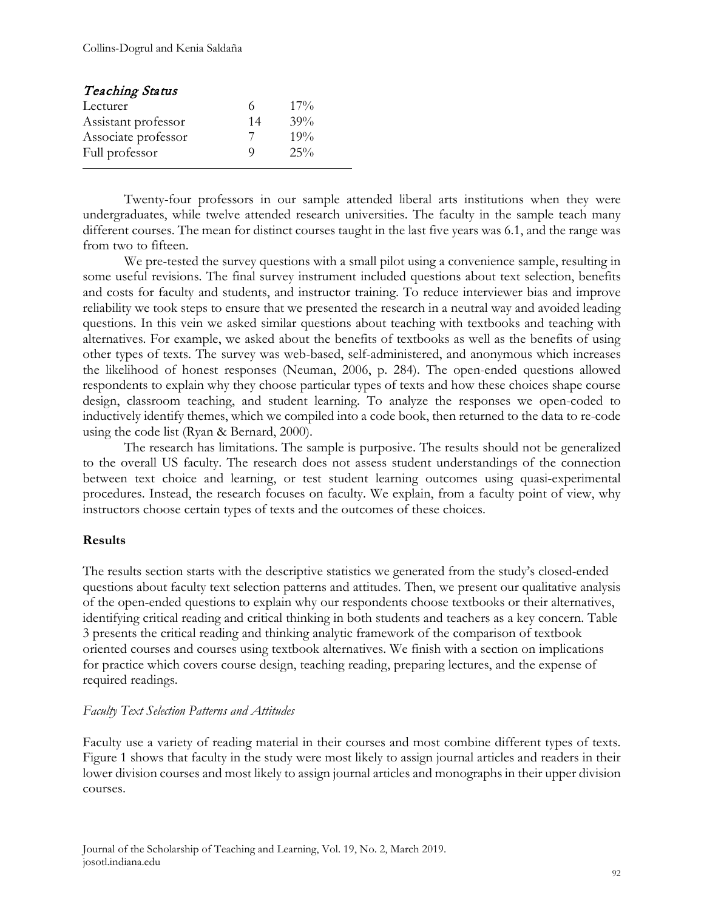| *Teaching Status* | | |
|---|---|---|
| Lecturer | 6 | 17% |
| Assistant professor | 14 | 39% |
| Associate professor | 7 | 19% |
| Full professor | 9 | 25% |

Twenty-four professors in our sample attended liberal arts institutions when they were undergraduates, while twelve attended research universities. The faculty in the sample teach many different courses. The mean for distinct courses taught in the last five years was 6.1, and the range was from two to fifteen.

We pre-tested the survey questions with a small pilot using a convenience sample, resulting in some useful revisions. The final survey instrument included questions about text selection, benefits and costs for faculty and students, and instructor training. To reduce interviewer bias and improve reliability we took steps to ensure that we presented the research in a neutral way and avoided leading questions. In this vein we asked similar questions about teaching with textbooks and teaching with alternatives. For example, we asked about the benefits of textbooks as well as the benefits of using other types of texts. The survey was web-based, self-administered, and anonymous which increases the likelihood of honest responses (Neuman, 2006, p. 284). The open-ended questions allowed respondents to explain why they choose particular types of texts and how these choices shape course design, classroom teaching, and student learning. To analyze the responses we open-coded to inductively identify themes, which we compiled into a code book, then returned to the data to re-code using the code list (Ryan & Bernard, 2000).

The research has limitations. The sample is purposive. The results should not be generalized to the overall US faculty. The research does not assess student understandings of the connection between text choice and learning, or test student learning outcomes using quasi-experimental procedures. Instead, the research focuses on faculty. We explain, from a faculty point of view, why instructors choose certain types of texts and the outcomes of these choices.

## Results

The results section starts with the descriptive statistics we generated from the study's closed-ended questions about faculty text selection patterns and attitudes. Then, we present our qualitative analysis of the open-ended questions to explain why our respondents choose textbooks or their alternatives, identifying critical reading and critical thinking in both students and teachers as a key concern. Table 3 presents the critical reading and thinking analytic framework of the comparison of textbook oriented courses and courses using textbook alternatives. We finish with a section on implications for practice which covers course design, teaching reading, preparing lectures, and the expense of required readings.

### *Faculty Text Selection Patterns and Attitudes*

Faculty use a variety of reading material in their courses and most combine different types of texts. Figure 1 shows that faculty in the study were most likely to assign journal articles and readers in their lower division courses and most likely to assign journal articles and monographs in their upper division courses.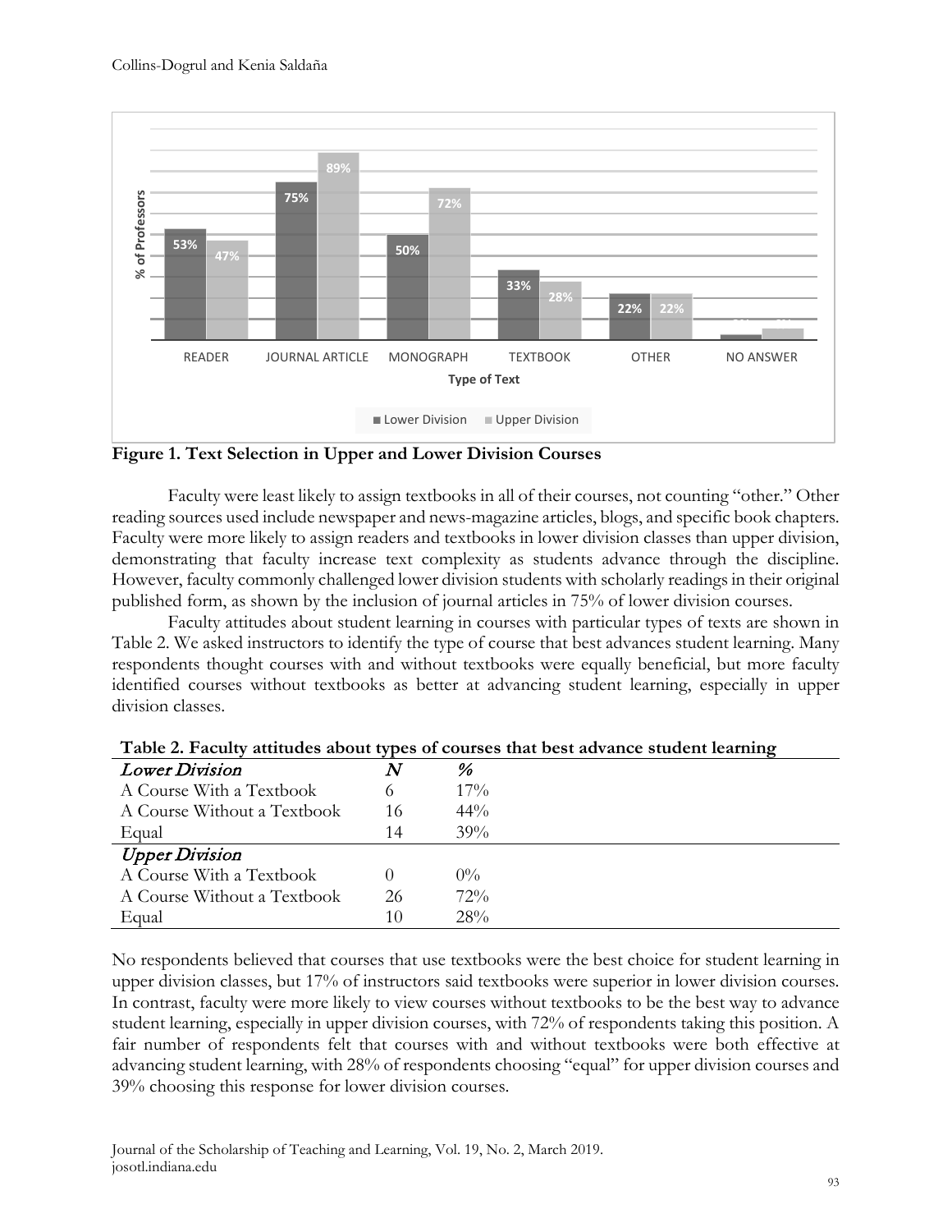**Figure 1. Text Selection in Upper and Lower Division Courses**

Faculty were least likely to assign textbooks in all of their courses, not counting "other." Other reading sources used include newspaper and news-magazine articles, blogs, and specific book chapters. Faculty were more likely to assign readers and textbooks in lower division classes than upper division, demonstrating that faculty increase text complexity as students advance through the discipline. However, faculty commonly challenged lower division students with scholarly readings in their original published form, as shown by the inclusion of journal articles in 75% of lower division courses.

Faculty attitudes about student learning in courses with particular types of texts are shown in Table 2. We asked instructors to identify the type of course that best advances student learning. Many respondents thought courses with and without textbooks were equally beneficial, but more faculty identified courses without textbooks as better at advancing student learning, especially in upper division classes.

**Table 2. Faculty attitudes about types of courses that best advance student learning**

| *Lower Division* | *N* | *%* |
|---|---|---|
| A Course With a Textbook | 6 | 17% |
| A Course Without a Textbook | 16 | 44% |
| Equal | 14 | 39% |
| *Upper Division* | | |
| A Course With a Textbook | 0 | 0% |
| A Course Without a Textbook | 26 | 72% |
| Equal | 10 | 28% |

No respondents believed that courses that use textbooks were the best choice for student learning in upper division classes, but 17% of instructors said textbooks were superior in lower division courses. In contrast, faculty were more likely to view courses without textbooks to be the best way to advance student learning, especially in upper division courses, with 72% of respondents taking this position. A fair number of respondents felt that courses with and without textbooks were both effective at advancing student learning, with 28% of respondents choosing "equal" for upper division courses and 39% choosing this response for lower division courses.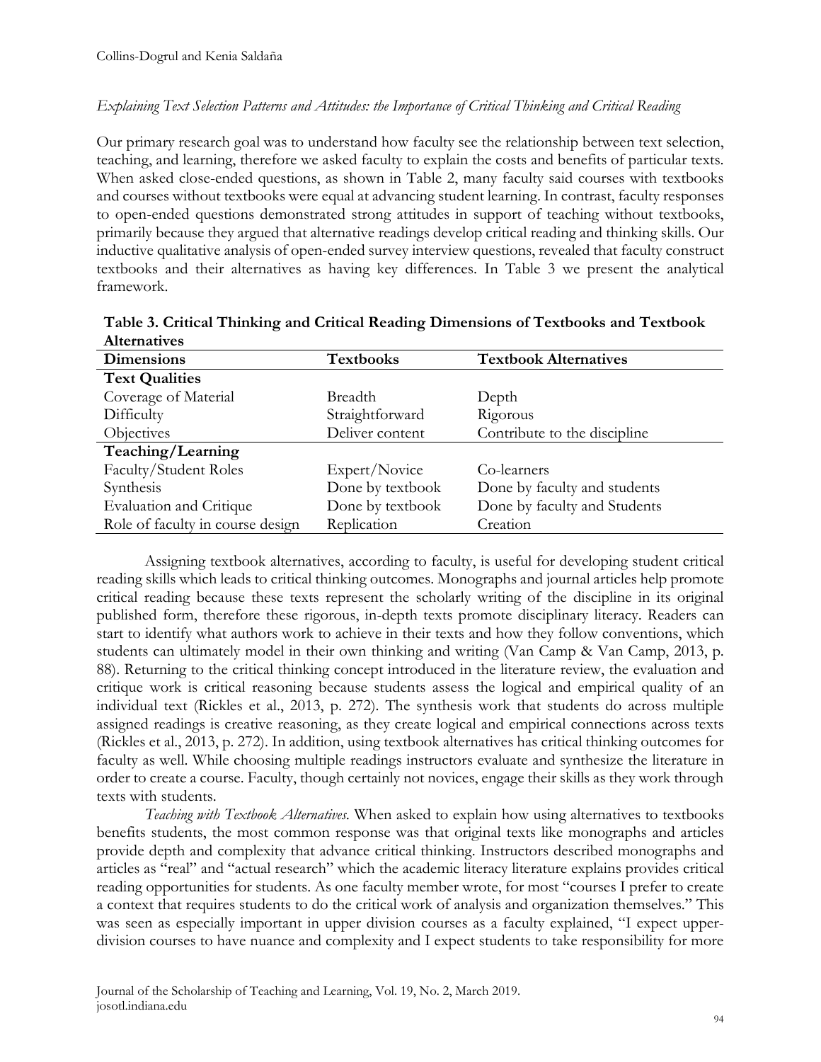*Explaining Text Selection Patterns and Attitudes: the Importance of Critical Thinking and Critical Reading*

Our primary research goal was to understand how faculty see the relationship between text selection, teaching, and learning, therefore we asked faculty to explain the costs and benefits of particular texts. When asked close-ended questions, as shown in Table 2, many faculty said courses with textbooks and courses without textbooks were equal at advancing student learning. In contrast, faculty responses to open-ended questions demonstrated strong attitudes in support of teaching without textbooks, primarily because they argued that alternative readings develop critical reading and thinking skills. Our inductive qualitative analysis of open-ended survey interview questions, revealed that faculty construct textbooks and their alternatives as having key differences. In Table 3 we present the analytical framework.

**Table 3. Critical Thinking and Critical Reading Dimensions of Textbooks and Textbook Alternatives**

| Dimensions | Textbooks | Textbook Alternatives |
|---|---|---|
| **Text Qualities** | | |
| Coverage of Material | Breadth | Depth |
| Difficulty | Straightforward | Rigorous |
| Objectives | Deliver content | Contribute to the discipline |
| **Teaching/Learning** | | |
| Faculty/Student Roles | Expert/Novice | Co-learners |
| Synthesis | Done by textbook | Done by faculty and students |
| Evaluation and Critique | Done by textbook | Done by faculty and Students |
| Role of faculty in course design | Replication | Creation |

Assigning textbook alternatives, according to faculty, is useful for developing student critical reading skills which leads to critical thinking outcomes. Monographs and journal articles help promote critical reading because these texts represent the scholarly writing of the discipline in its original published form, therefore these rigorous, in-depth texts promote disciplinary literacy. Readers can start to identify what authors work to achieve in their texts and how they follow conventions, which students can ultimately model in their own thinking and writing (Van Camp & Van Camp, 2013, p. 88). Returning to the critical thinking concept introduced in the literature review, the evaluation and critique work is critical reasoning because students assess the logical and empirical quality of an individual text (Rickles et al., 2013, p. 272). The synthesis work that students do across multiple assigned readings is creative reasoning, as they create logical and empirical connections across texts (Rickles et al., 2013, p. 272). In addition, using textbook alternatives has critical thinking outcomes for faculty as well. While choosing multiple readings instructors evaluate and synthesize the literature in order to create a course. Faculty, though certainly not novices, engage their skills as they work through texts with students.

*Teaching with Textbook Alternatives.* When asked to explain how using alternatives to textbooks benefits students, the most common response was that original texts like monographs and articles provide depth and complexity that advance critical thinking. Instructors described monographs and articles as "real" and "actual research" which the academic literacy literature explains provides critical reading opportunities for students. As one faculty member wrote, for most "courses I prefer to create a context that requires students to do the critical work of analysis and organization themselves." This was seen as especially important in upper division courses as a faculty explained, "I expect upper-division courses to have nuance and complexity and I expect students to take responsibility for more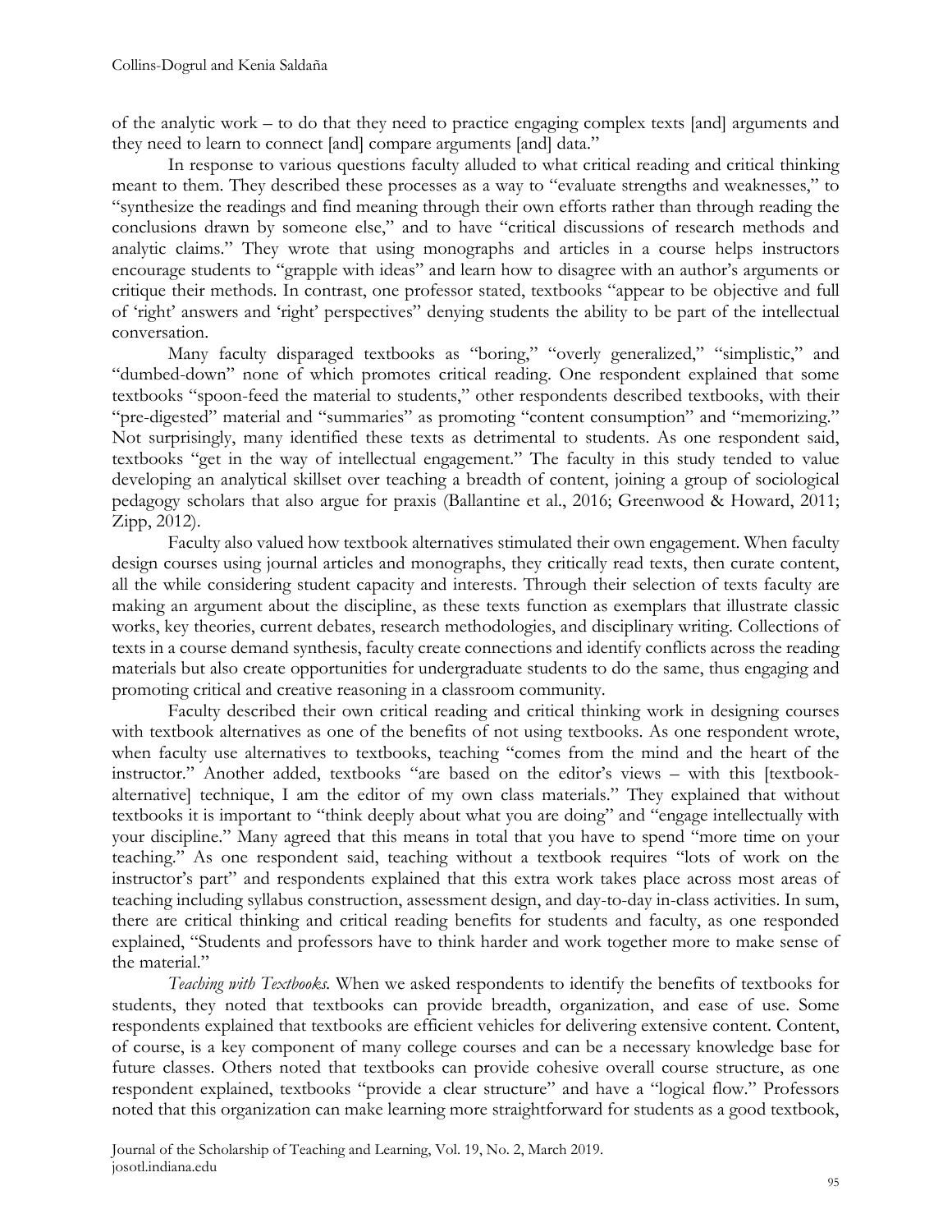of the analytic work – to do that they need to practice engaging complex texts [and] arguments and they need to learn to connect [and] compare arguments [and] data."

In response to various questions faculty alluded to what critical reading and critical thinking meant to them. They described these processes as a way to "evaluate strengths and weaknesses," to "synthesize the readings and find meaning through their own efforts rather than through reading the conclusions drawn by someone else," and to have "critical discussions of research methods and analytic claims." They wrote that using monographs and articles in a course helps instructors encourage students to "grapple with ideas" and learn how to disagree with an author's arguments or critique their methods. In contrast, one professor stated, textbooks "appear to be objective and full of 'right' answers and 'right' perspectives" denying students the ability to be part of the intellectual conversation.

Many faculty disparaged textbooks as "boring," "overly generalized," "simplistic," and "dumbed-down" none of which promotes critical reading. One respondent explained that some textbooks "spoon-feed the material to students," other respondents described textbooks, with their "pre-digested" material and "summaries" as promoting "content consumption" and "memorizing." Not surprisingly, many identified these texts as detrimental to students. As one respondent said, textbooks "get in the way of intellectual engagement." The faculty in this study tended to value developing an analytical skillset over teaching a breadth of content, joining a group of sociological pedagogy scholars that also argue for praxis (Ballantine et al., 2016; Greenwood & Howard, 2011; Zipp, 2012).

Faculty also valued how textbook alternatives stimulated their own engagement. When faculty design courses using journal articles and monographs, they critically read texts, then curate content, all the while considering student capacity and interests. Through their selection of texts faculty are making an argument about the discipline, as these texts function as exemplars that illustrate classic works, key theories, current debates, research methodologies, and disciplinary writing. Collections of texts in a course demand synthesis, faculty create connections and identify conflicts across the reading materials but also create opportunities for undergraduate students to do the same, thus engaging and promoting critical and creative reasoning in a classroom community.

Faculty described their own critical reading and critical thinking work in designing courses with textbook alternatives as one of the benefits of not using textbooks. As one respondent wrote, when faculty use alternatives to textbooks, teaching "comes from the mind and the heart of the instructor." Another added, textbooks "are based on the editor's views – with this [textbook-alternative] technique, I am the editor of my own class materials." They explained that without textbooks it is important to "think deeply about what you are doing" and "engage intellectually with your discipline." Many agreed that this means in total that you have to spend "more time on your teaching." As one respondent said, teaching without a textbook requires "lots of work on the instructor's part" and respondents explained that this extra work takes place across most areas of teaching including syllabus construction, assessment design, and day-to-day in-class activities. In sum, there are critical thinking and critical reading benefits for students and faculty, as one responded explained, "Students and professors have to think harder and work together more to make sense of the material."

*Teaching with Textbooks.* When we asked respondents to identify the benefits of textbooks for students, they noted that textbooks can provide breadth, organization, and ease of use. Some respondents explained that textbooks are efficient vehicles for delivering extensive content. Content, of course, is a key component of many college courses and can be a necessary knowledge base for future classes. Others noted that textbooks can provide cohesive overall course structure, as one respondent explained, textbooks "provide a clear structure" and have a "logical flow." Professors noted that this organization can make learning more straightforward for students as a good textbook,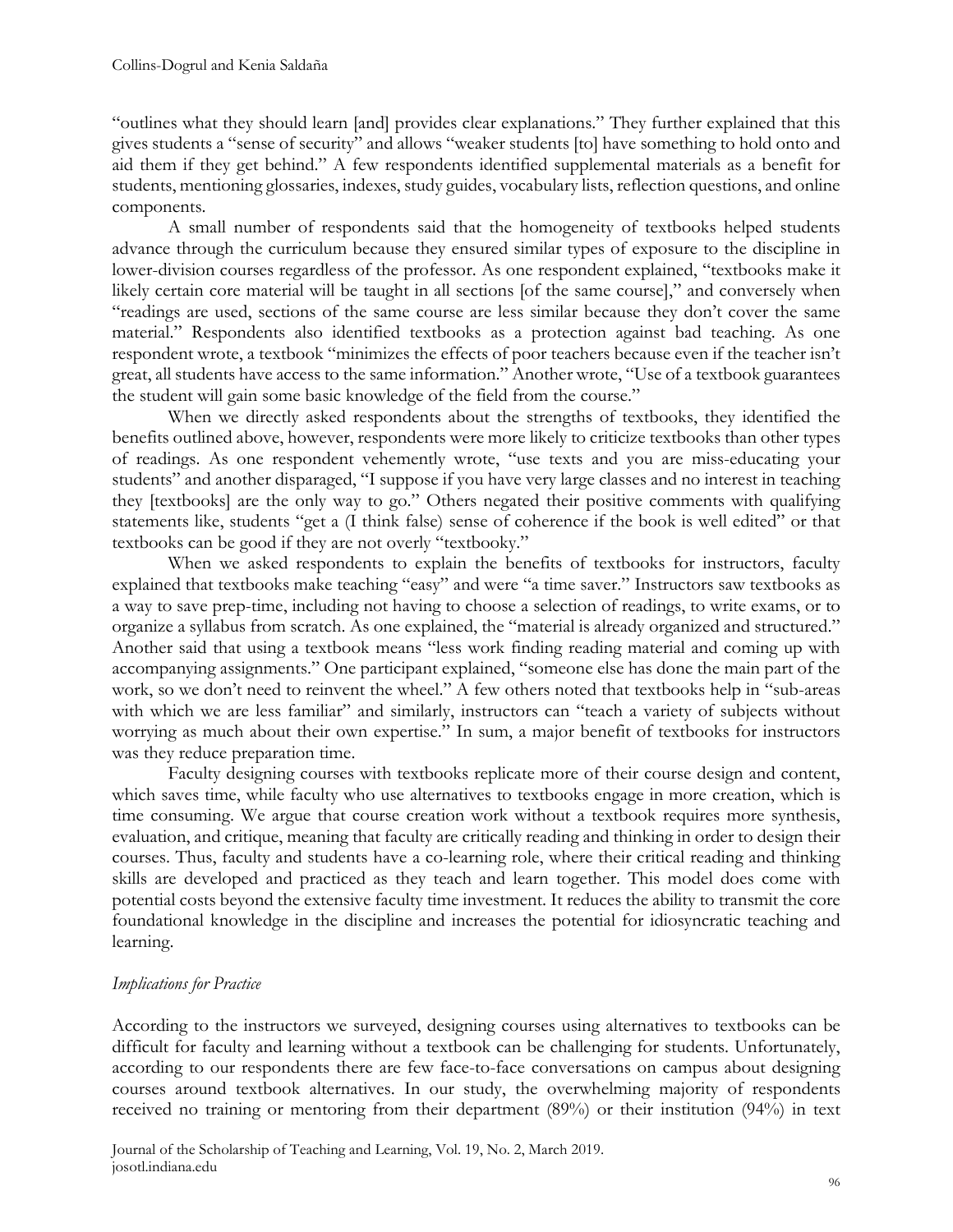"outlines what they should learn [and] provides clear explanations." They further explained that this gives students a "sense of security" and allows "weaker students [to] have something to hold onto and aid them if they get behind." A few respondents identified supplemental materials as a benefit for students, mentioning glossaries, indexes, study guides, vocabulary lists, reflection questions, and online components.

A small number of respondents said that the homogeneity of textbooks helped students advance through the curriculum because they ensured similar types of exposure to the discipline in lower-division courses regardless of the professor. As one respondent explained, "textbooks make it likely certain core material will be taught in all sections [of the same course]," and conversely when "readings are used, sections of the same course are less similar because they don't cover the same material." Respondents also identified textbooks as a protection against bad teaching. As one respondent wrote, a textbook "minimizes the effects of poor teachers because even if the teacher isn't great, all students have access to the same information." Another wrote, "Use of a textbook guarantees the student will gain some basic knowledge of the field from the course."

When we directly asked respondents about the strengths of textbooks, they identified the benefits outlined above, however, respondents were more likely to criticize textbooks than other types of readings. As one respondent vehemently wrote, "use texts and you are miss-educating your students" and another disparaged, "I suppose if you have very large classes and no interest in teaching they [textbooks] are the only way to go." Others negated their positive comments with qualifying statements like, students "get a (I think false) sense of coherence if the book is well edited" or that textbooks can be good if they are not overly "textbooky."

When we asked respondents to explain the benefits of textbooks for instructors, faculty explained that textbooks make teaching "easy" and were "a time saver." Instructors saw textbooks as a way to save prep-time, including not having to choose a selection of readings, to write exams, or to organize a syllabus from scratch. As one explained, the "material is already organized and structured." Another said that using a textbook means "less work finding reading material and coming up with accompanying assignments." One participant explained, "someone else has done the main part of the work, so we don't need to reinvent the wheel." A few others noted that textbooks help in "sub-areas with which we are less familiar" and similarly, instructors can "teach a variety of subjects without worrying as much about their own expertise." In sum, a major benefit of textbooks for instructors was they reduce preparation time.

Faculty designing courses with textbooks replicate more of their course design and content, which saves time, while faculty who use alternatives to textbooks engage in more creation, which is time consuming. We argue that course creation work without a textbook requires more synthesis, evaluation, and critique, meaning that faculty are critically reading and thinking in order to design their courses. Thus, faculty and students have a co-learning role, where their critical reading and thinking skills are developed and practiced as they teach and learn together. This model does come with potential costs beyond the extensive faculty time investment. It reduces the ability to transmit the core foundational knowledge in the discipline and increases the potential for idiosyncratic teaching and learning.

*Implications for Practice*

According to the instructors we surveyed, designing courses using alternatives to textbooks can be difficult for faculty and learning without a textbook can be challenging for students. Unfortunately, according to our respondents there are few face-to-face conversations on campus about designing courses around textbook alternatives. In our study, the overwhelming majority of respondents received no training or mentoring from their department (89%) or their institution (94%) in text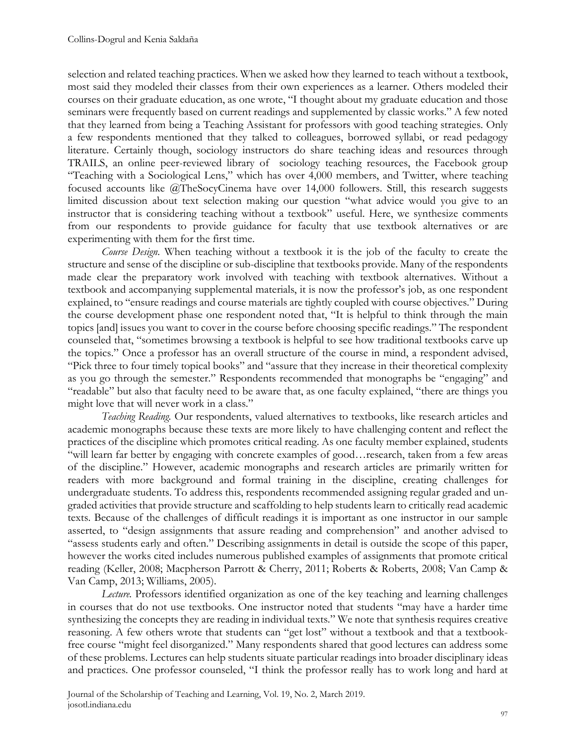selection and related teaching practices. When we asked how they learned to teach without a textbook, most said they modeled their classes from their own experiences as a learner. Others modeled their courses on their graduate education, as one wrote, "I thought about my graduate education and those seminars were frequently based on current readings and supplemented by classic works." A few noted that they learned from being a Teaching Assistant for professors with good teaching strategies. Only a few respondents mentioned that they talked to colleagues, borrowed syllabi, or read pedagogy literature. Certainly though, sociology instructors do share teaching ideas and resources through TRAILS, an online peer-reviewed library of sociology teaching resources, the Facebook group "Teaching with a Sociological Lens," which has over 4,000 members, and Twitter, where teaching focused accounts like @TheSocyCinema have over 14,000 followers. Still, this research suggests limited discussion about text selection making our question "what advice would you give to an instructor that is considering teaching without a textbook" useful. Here, we synthesize comments from our respondents to provide guidance for faculty that use textbook alternatives or are experimenting with them for the first time.

*Course Design*. When teaching without a textbook it is the job of the faculty to create the structure and sense of the discipline or sub-discipline that textbooks provide. Many of the respondents made clear the preparatory work involved with teaching with textbook alternatives. Without a textbook and accompanying supplemental materials, it is now the professor's job, as one respondent explained, to "ensure readings and course materials are tightly coupled with course objectives." During the course development phase one respondent noted that, "It is helpful to think through the main topics [and] issues you want to cover in the course before choosing specific readings." The respondent counseled that, "sometimes browsing a textbook is helpful to see how traditional textbooks carve up the topics." Once a professor has an overall structure of the course in mind, a respondent advised, "Pick three to four timely topical books" and "assure that they increase in their theoretical complexity as you go through the semester." Respondents recommended that monographs be "engaging" and "readable" but also that faculty need to be aware that, as one faculty explained, "there are things you might love that will never work in a class."

*Teaching Reading.* Our respondents, valued alternatives to textbooks, like research articles and academic monographs because these texts are more likely to have challenging content and reflect the practices of the discipline which promotes critical reading. As one faculty member explained, students "will learn far better by engaging with concrete examples of good…research, taken from a few areas of the discipline." However, academic monographs and research articles are primarily written for readers with more background and formal training in the discipline, creating challenges for undergraduate students. To address this, respondents recommended assigning regular graded and un-graded activities that provide structure and scaffolding to help students learn to critically read academic texts. Because of the challenges of difficult readings it is important as one instructor in our sample asserted, to "design assignments that assure reading and comprehension" and another advised to "assess students early and often." Describing assignments in detail is outside the scope of this paper, however the works cited includes numerous published examples of assignments that promote critical reading (Keller, 2008; Macpherson Parrott & Cherry, 2011; Roberts & Roberts, 2008; Van Camp & Van Camp, 2013; Williams, 2005).

*Lecture.* Professors identified organization as one of the key teaching and learning challenges in courses that do not use textbooks. One instructor noted that students "may have a harder time synthesizing the concepts they are reading in individual texts." We note that synthesis requires creative reasoning. A few others wrote that students can "get lost" without a textbook and that a textbook-free course "might feel disorganized." Many respondents shared that good lectures can address some of these problems. Lectures can help students situate particular readings into broader disciplinary ideas and practices. One professor counseled, "I think the professor really has to work long and hard at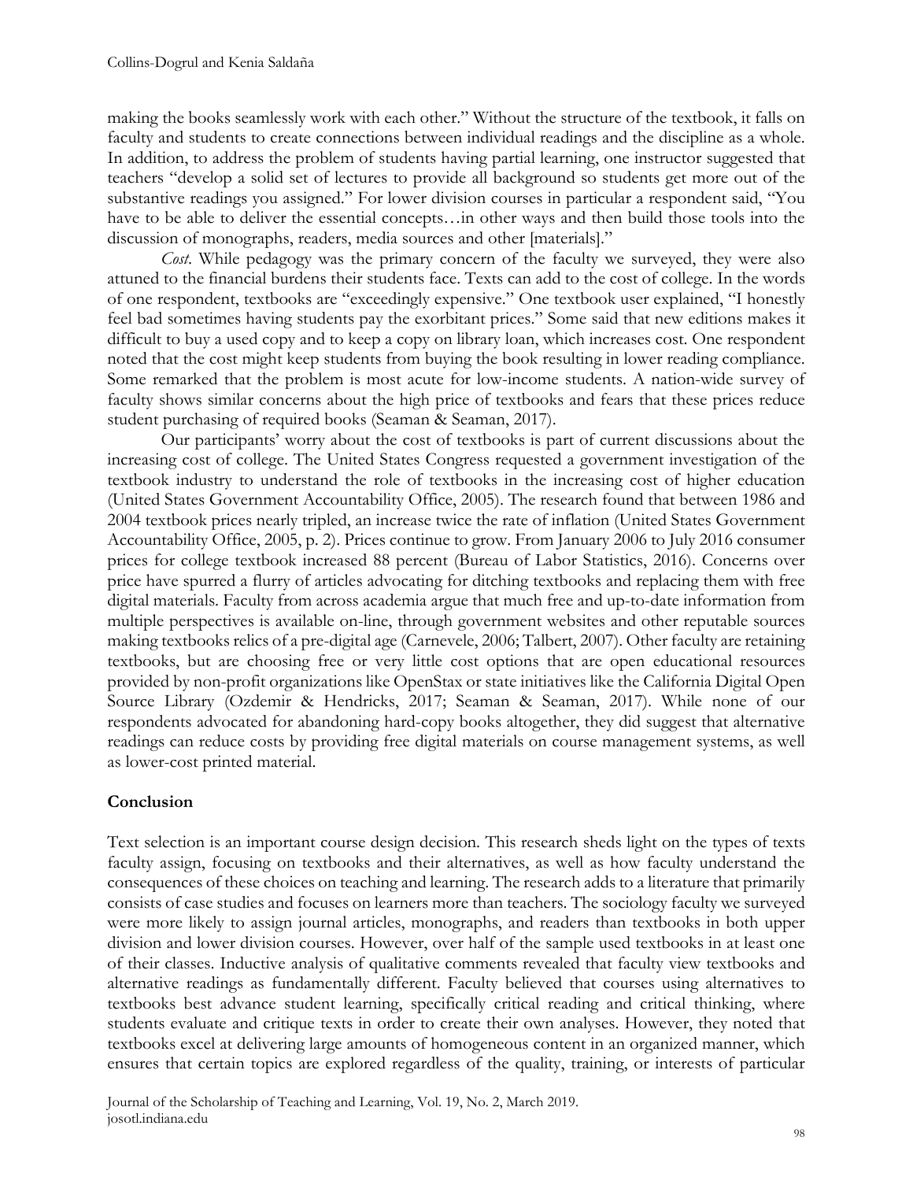making the books seamlessly work with each other." Without the structure of the textbook, it falls on faculty and students to create connections between individual readings and the discipline as a whole. In addition, to address the problem of students having partial learning, one instructor suggested that teachers "develop a solid set of lectures to provide all background so students get more out of the substantive readings you assigned." For lower division courses in particular a respondent said, "You have to be able to deliver the essential concepts…in other ways and then build those tools into the discussion of monographs, readers, media sources and other [materials]."

*Cost.* While pedagogy was the primary concern of the faculty we surveyed, they were also attuned to the financial burdens their students face. Texts can add to the cost of college. In the words of one respondent, textbooks are "exceedingly expensive." One textbook user explained, "I honestly feel bad sometimes having students pay the exorbitant prices." Some said that new editions makes it difficult to buy a used copy and to keep a copy on library loan, which increases cost. One respondent noted that the cost might keep students from buying the book resulting in lower reading compliance. Some remarked that the problem is most acute for low-income students. A nation-wide survey of faculty shows similar concerns about the high price of textbooks and fears that these prices reduce student purchasing of required books (Seaman & Seaman, 2017).

Our participants' worry about the cost of textbooks is part of current discussions about the increasing cost of college. The United States Congress requested a government investigation of the textbook industry to understand the role of textbooks in the increasing cost of higher education (United States Government Accountability Office, 2005). The research found that between 1986 and 2004 textbook prices nearly tripled, an increase twice the rate of inflation (United States Government Accountability Office, 2005, p. 2). Prices continue to grow. From January 2006 to July 2016 consumer prices for college textbook increased 88 percent (Bureau of Labor Statistics, 2016). Concerns over price have spurred a flurry of articles advocating for ditching textbooks and replacing them with free digital materials. Faculty from across academia argue that much free and up-to-date information from multiple perspectives is available on-line, through government websites and other reputable sources making textbooks relics of a pre-digital age (Carnevele, 2006; Talbert, 2007). Other faculty are retaining textbooks, but are choosing free or very little cost options that are open educational resources provided by non-profit organizations like OpenStax or state initiatives like the California Digital Open Source Library (Ozdemir & Hendricks, 2017; Seaman & Seaman, 2017). While none of our respondents advocated for abandoning hard-copy books altogether, they did suggest that alternative readings can reduce costs by providing free digital materials on course management systems, as well as lower-cost printed material.

## Conclusion

Text selection is an important course design decision. This research sheds light on the types of texts faculty assign, focusing on textbooks and their alternatives, as well as how faculty understand the consequences of these choices on teaching and learning. The research adds to a literature that primarily consists of case studies and focuses on learners more than teachers. The sociology faculty we surveyed were more likely to assign journal articles, monographs, and readers than textbooks in both upper division and lower division courses. However, over half of the sample used textbooks in at least one of their classes. Inductive analysis of qualitative comments revealed that faculty view textbooks and alternative readings as fundamentally different. Faculty believed that courses using alternatives to textbooks best advance student learning, specifically critical reading and critical thinking, where students evaluate and critique texts in order to create their own analyses. However, they noted that textbooks excel at delivering large amounts of homogeneous content in an organized manner, which ensures that certain topics are explored regardless of the quality, training, or interests of particular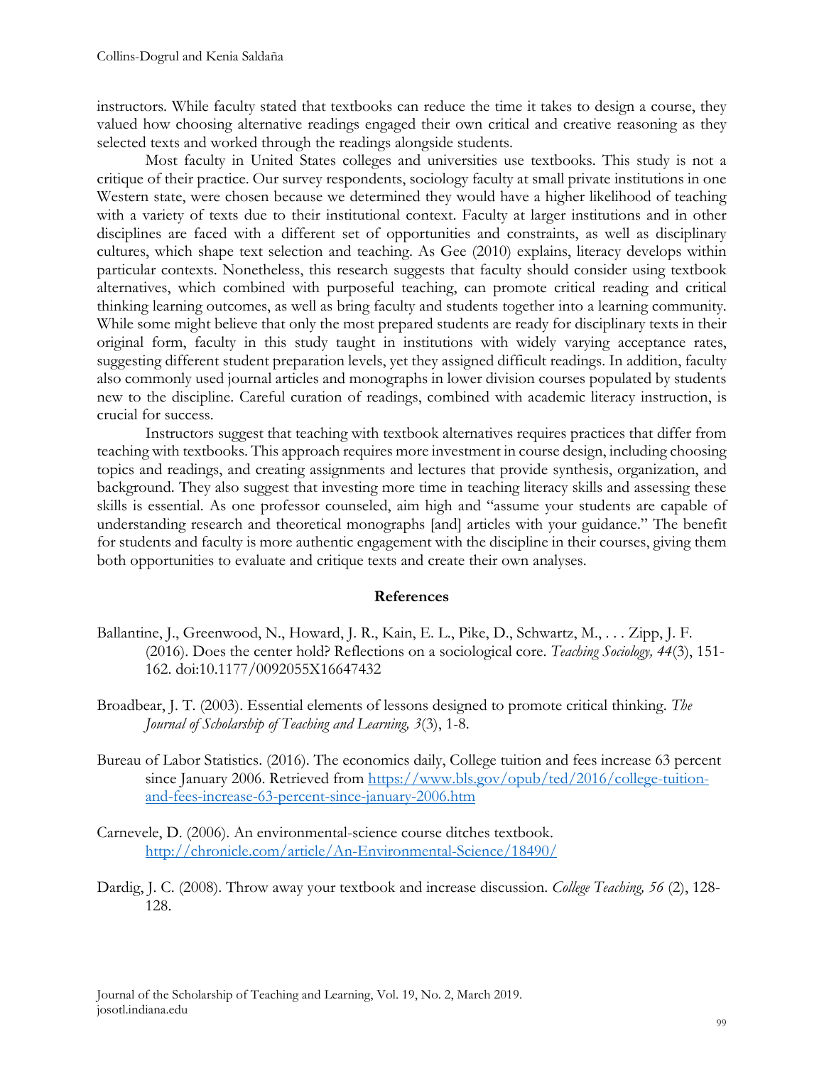instructors. While faculty stated that textbooks can reduce the time it takes to design a course, they valued how choosing alternative readings engaged their own critical and creative reasoning as they selected texts and worked through the readings alongside students.

Most faculty in United States colleges and universities use textbooks. This study is not a critique of their practice. Our survey respondents, sociology faculty at small private institutions in one Western state, were chosen because we determined they would have a higher likelihood of teaching with a variety of texts due to their institutional context. Faculty at larger institutions and in other disciplines are faced with a different set of opportunities and constraints, as well as disciplinary cultures, which shape text selection and teaching. As Gee (2010) explains, literacy develops within particular contexts. Nonetheless, this research suggests that faculty should consider using textbook alternatives, which combined with purposeful teaching, can promote critical reading and critical thinking learning outcomes, as well as bring faculty and students together into a learning community. While some might believe that only the most prepared students are ready for disciplinary texts in their original form, faculty in this study taught in institutions with widely varying acceptance rates, suggesting different student preparation levels, yet they assigned difficult readings. In addition, faculty also commonly used journal articles and monographs in lower division courses populated by students new to the discipline. Careful curation of readings, combined with academic literacy instruction, is crucial for success.

Instructors suggest that teaching with textbook alternatives requires practices that differ from teaching with textbooks. This approach requires more investment in course design, including choosing topics and readings, and creating assignments and lectures that provide synthesis, organization, and background. They also suggest that investing more time in teaching literacy skills and assessing these skills is essential. As one professor counseled, aim high and "assume your students are capable of understanding research and theoretical monographs [and] articles with your guidance." The benefit for students and faculty is more authentic engagement with the discipline in their courses, giving them both opportunities to evaluate and critique texts and create their own analyses.

## References

Ballantine, J., Greenwood, N., Howard, J. R., Kain, E. L., Pike, D., Schwartz, M., . . . Zipp, J. F. (2016). Does the center hold? Reflections on a sociological core. *Teaching Sociology, 44*(3), 151-162. doi:10.1177/0092055X16647432

Broadbear, J. T. (2003). Essential elements of lessons designed to promote critical thinking. *The Journal of Scholarship of Teaching and Learning, 3*(3), 1-8.

Bureau of Labor Statistics. (2016). The economics daily, College tuition and fees increase 63 percent since January 2006. Retrieved from https://www.bls.gov/opub/ted/2016/college-tuition-and-fees-increase-63-percent-since-january-2006.htm

Carnevele, D. (2006). An environmental-science course ditches textbook. http://chronicle.com/article/An-Environmental-Science/18490/

Dardig, J. C. (2008). Throw away your textbook and increase discussion. *College Teaching, 56* (2), 128-128.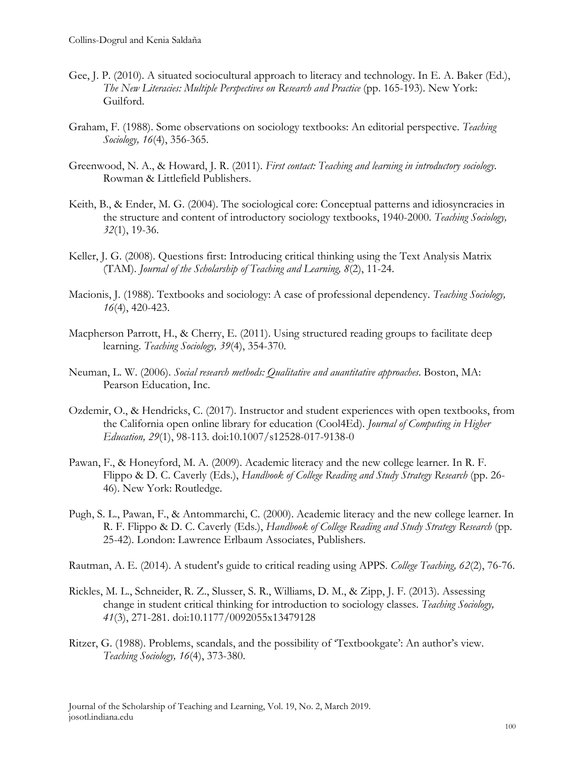Gee, J. P. (2010). A situated sociocultural approach to literacy and technology. In E. A. Baker (Ed.), *The New Literacies: Multiple Perspectives on Research and Practice* (pp. 165-193). New York: Guilford.

Graham, F. (1988). Some observations on sociology textbooks: An editorial perspective. *Teaching Sociology, 16*(4), 356-365.

Greenwood, N. A., & Howard, J. R. (2011). *First contact: Teaching and learning in introductory sociology*. Rowman & Littlefield Publishers.

Keith, B., & Ender, M. G. (2004). The sociological core: Conceptual patterns and idiosyncracies in the structure and content of introductory sociology textbooks, 1940-2000. *Teaching Sociology, 32*(1), 19-36.

Keller, J. G. (2008). Questions first: Introducing critical thinking using the Text Analysis Matrix (TAM). *Journal of the Scholarship of Teaching and Learning, 8*(2), 11-24.

Macionis, J. (1988). Textbooks and sociology: A case of professional dependency. *Teaching Sociology, 16*(4), 420-423.

Macpherson Parrott, H., & Cherry, E. (2011). Using structured reading groups to facilitate deep learning. *Teaching Sociology, 39*(4), 354-370.

Neuman, L. W. (2006). *Social research methods: Qualitative and auantitative approaches*. Boston, MA: Pearson Education, Inc.

Ozdemir, O., & Hendricks, C. (2017). Instructor and student experiences with open textbooks, from the California open online library for education (Cool4Ed). *Journal of Computing in Higher Education, 29*(1), 98-113. doi:10.1007/s12528-017-9138-0

Pawan, F., & Honeyford, M. A. (2009). Academic literacy and the new college learner. In R. F. Flippo & D. C. Caverly (Eds.), *Handbook of College Reading and Study Strategy Research* (pp. 26-46). New York: Routledge.

Pugh, S. L., Pawan, F., & Antommarchi, C. (2000). Academic literacy and the new college learner. In R. F. Flippo & D. C. Caverly (Eds.), *Handbook of College Reading and Study Strategy Research* (pp. 25-42). London: Lawrence Erlbaum Associates, Publishers.

Rautman, A. E. (2014). A student's guide to critical reading using APPS. *College Teaching, 62*(2), 76-76.

Rickles, M. L., Schneider, R. Z., Slusser, S. R., Williams, D. M., & Zipp, J. F. (2013). Assessing change in student critical thinking for introduction to sociology classes. *Teaching Sociology, 41*(3), 271-281. doi:10.1177/0092055x13479128

Ritzer, G. (1988). Problems, scandals, and the possibility of 'Textbookgate': An author's view. *Teaching Sociology, 16*(4), 373-380.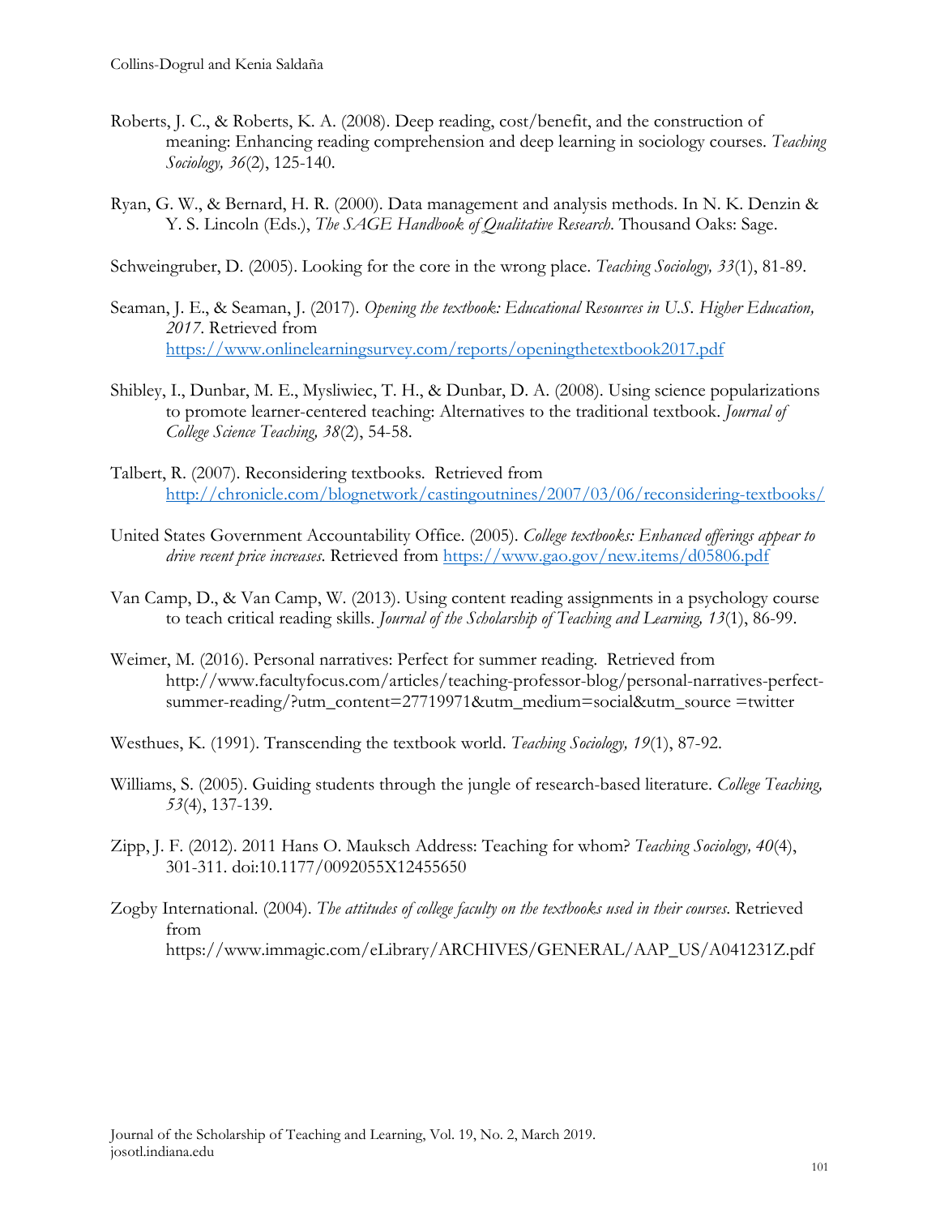Roberts, J. C., & Roberts, K. A. (2008). Deep reading, cost/benefit, and the construction of meaning: Enhancing reading comprehension and deep learning in sociology courses. *Teaching Sociology, 36*(2), 125-140.

Ryan, G. W., & Bernard, H. R. (2000). Data management and analysis methods. In N. K. Denzin & Y. S. Lincoln (Eds.), *The SAGE Handbook of Qualitative Research*. Thousand Oaks: Sage.

Schweingruber, D. (2005). Looking for the core in the wrong place. *Teaching Sociology, 33*(1), 81-89.

Seaman, J. E., & Seaman, J. (2017). *Opening the textbook: Educational Resources in U.S. Higher Education, 2017*. Retrieved from https://www.onlinelearningsurvey.com/reports/openingthetextbook2017.pdf

Shibley, I., Dunbar, M. E., Mysliwiec, T. H., & Dunbar, D. A. (2008). Using science popularizations to promote learner-centered teaching: Alternatives to the traditional textbook. *Journal of College Science Teaching, 38*(2), 54-58.

Talbert, R. (2007). Reconsidering textbooks. Retrieved from http://chronicle.com/blognetwork/castingoutnines/2007/03/06/reconsidering-textbooks/

United States Government Accountability Office. (2005). *College textbooks: Enhanced offerings appear to drive recent price increases*. Retrieved from https://www.gao.gov/new.items/d05806.pdf

Van Camp, D., & Van Camp, W. (2013). Using content reading assignments in a psychology course to teach critical reading skills. *Journal of the Scholarship of Teaching and Learning, 13*(1), 86-99.

Weimer, M. (2016). Personal narratives: Perfect for summer reading. Retrieved from http://www.facultyfocus.com/articles/teaching-professor-blog/personal-narratives-perfect-summer-reading/?utm_content=27719971&utm_medium=social&utm_source =twitter

Westhues, K. (1991). Transcending the textbook world. *Teaching Sociology, 19*(1), 87-92.

Williams, S. (2005). Guiding students through the jungle of research-based literature. *College Teaching, 53*(4), 137-139.

Zipp, J. F. (2012). 2011 Hans O. Mauksch Address: Teaching for whom? *Teaching Sociology, 40*(4), 301-311. doi:10.1177/0092055X12455650

Zogby International. (2004). *The attitudes of college faculty on the textbooks used in their courses*. Retrieved from https://www.immagic.com/eLibrary/ARCHIVES/GENERAL/AAP_US/A041231Z.pdf